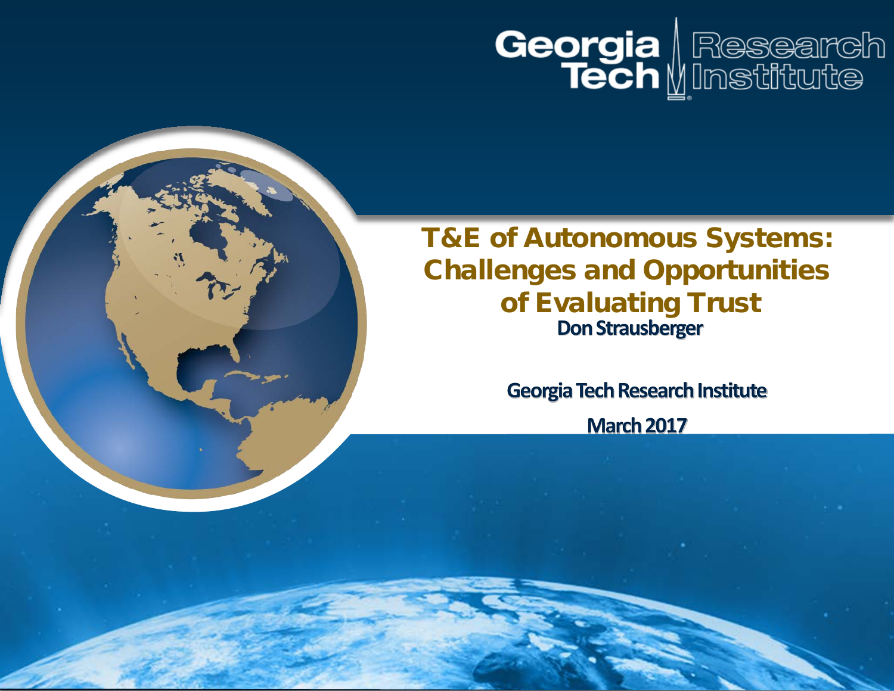Georgia Tech Research Institute

# T&E of Autonomous Systems: Challenges and Opportunities of Evaluating Trust

**Don Strausberger**

**Georgia Tech Research Institute**

**March 2017**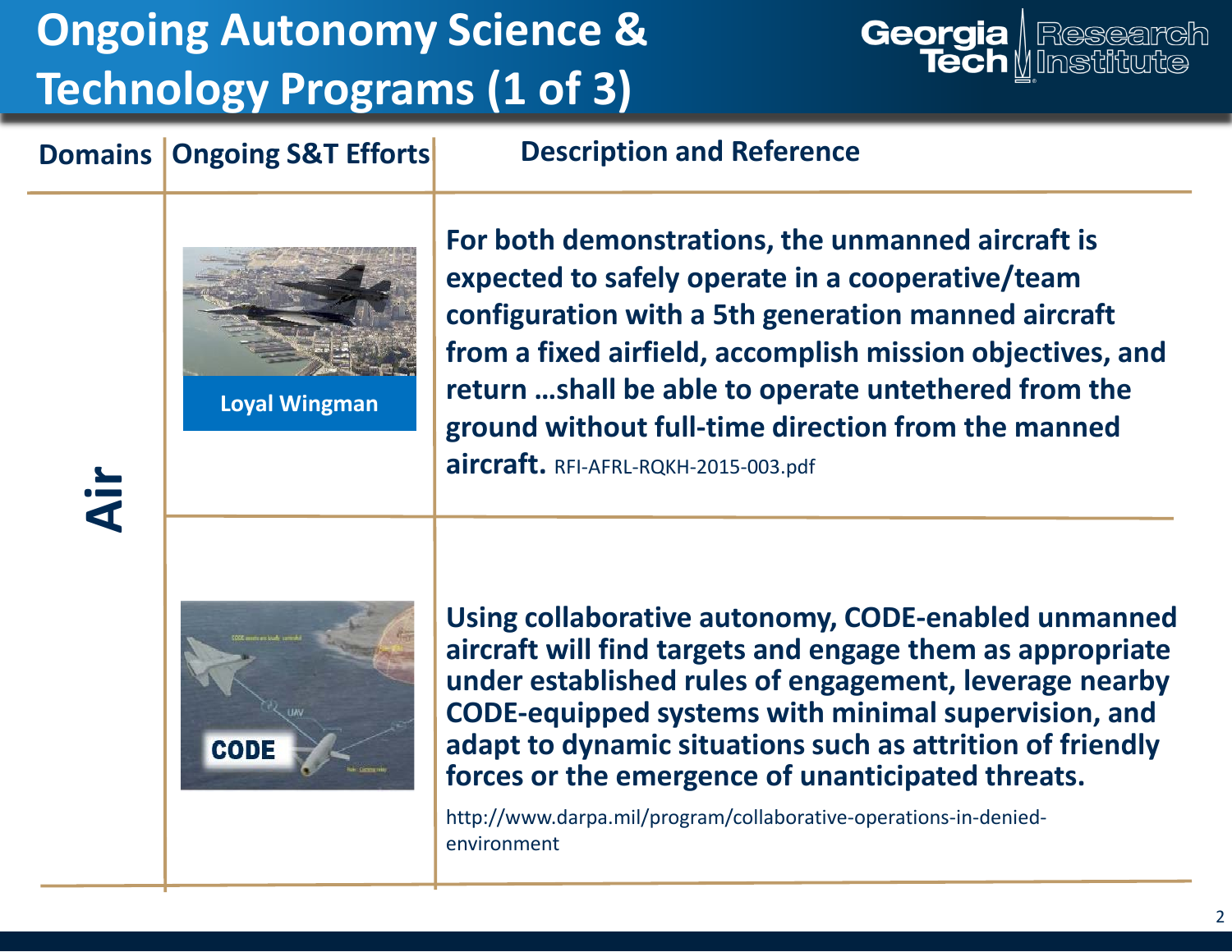# Ongoing Autonomy Science & Technology Programs (1 of 3)

| Domains | Ongoing S&T Efforts | Description and Reference |
|---|---|---|
| Air | Loyal Wingman | **For both demonstrations, the unmanned aircraft is expected to safely operate in a cooperative/team configuration with a 5th generation manned aircraft from a fixed airfield, accomplish mission objectives, and return …shall be able to operate untethered from the ground without full-time direction from the manned aircraft.** RFI-AFRL-RQKH-2015-003.pdf |
| | CODE | **Using collaborative autonomy, CODE-enabled unmanned aircraft will find targets and engage them as appropriate under established rules of engagement, leverage nearby CODE-equipped systems with minimal supervision, and adapt to dynamic situations such as attrition of friendly forces or the emergence of unanticipated threats.** http://www.darpa.mil/program/collaborative-operations-in-denied-environment |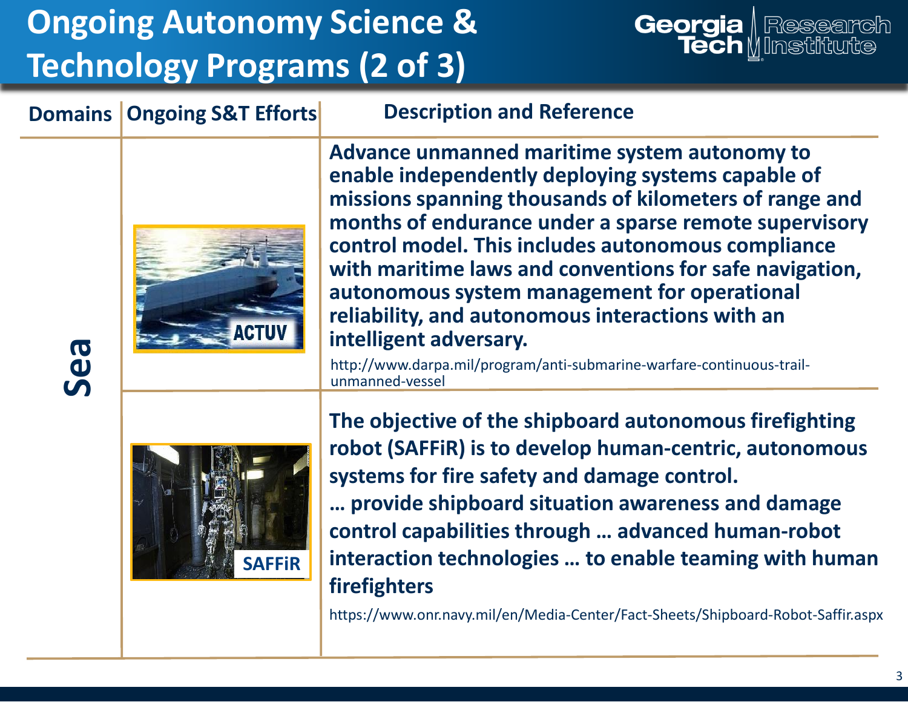# Ongoing Autonomy Science & Technology Programs (2 of 3)

| Domains | Ongoing S&T Efforts | Description and Reference |
| --- | --- | --- |
| Sea | ACTUV | **Advance unmanned maritime system autonomy to enable independently deploying systems capable of missions spanning thousands of kilometers of range and months of endurance under a sparse remote supervisory control model. This includes autonomous compliance with maritime laws and conventions for safe navigation, autonomous system management for operational reliability, and autonomous interactions with an intelligent adversary.** http://www.darpa.mil/program/anti-submarine-warfare-continuous-trail-unmanned-vessel |
| | SAFFiR | **The objective of the shipboard autonomous firefighting robot (SAFFiR) is to develop human-centric, autonomous systems for fire safety and damage control. … provide shipboard situation awareness and damage control capabilities through … advanced human-robot interaction technologies … to enable teaming with human firefighters** https://www.onr.navy.mil/en/Media-Center/Fact-Sheets/Shipboard-Robot-Saffir.aspx |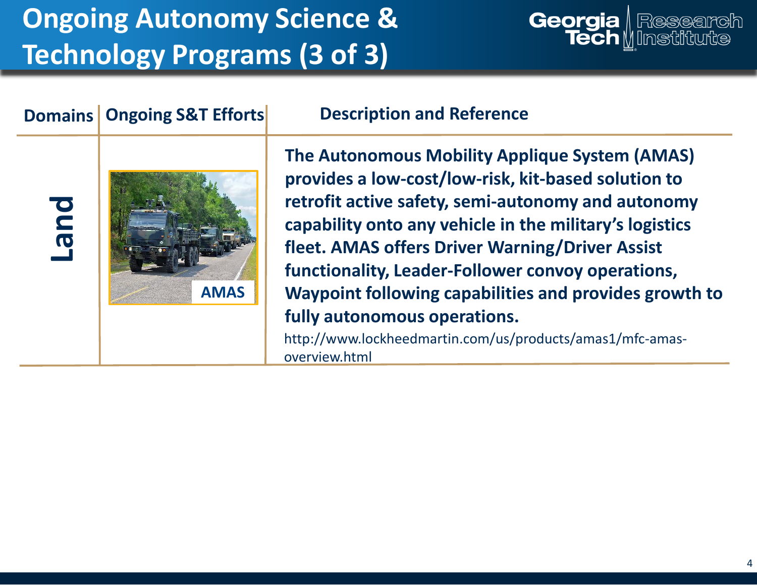# Ongoing Autonomy Science & Technology Programs (3 of 3)

| Domains | Ongoing S&T Efforts | Description and Reference |
| --- | --- | --- |
| Land | AMAS | **The Autonomous Mobility Applique System (AMAS) provides a low-cost/low-risk, kit-based solution to retrofit active safety, semi-autonomy and autonomy capability onto any vehicle in the military's logistics fleet. AMAS offers Driver Warning/Driver Assist functionality, Leader-Follower convoy operations, Waypoint following capabilities and provides growth to fully autonomous operations.** http://www.lockheedmartin.com/us/products/amas1/mfc-amas-overview.html |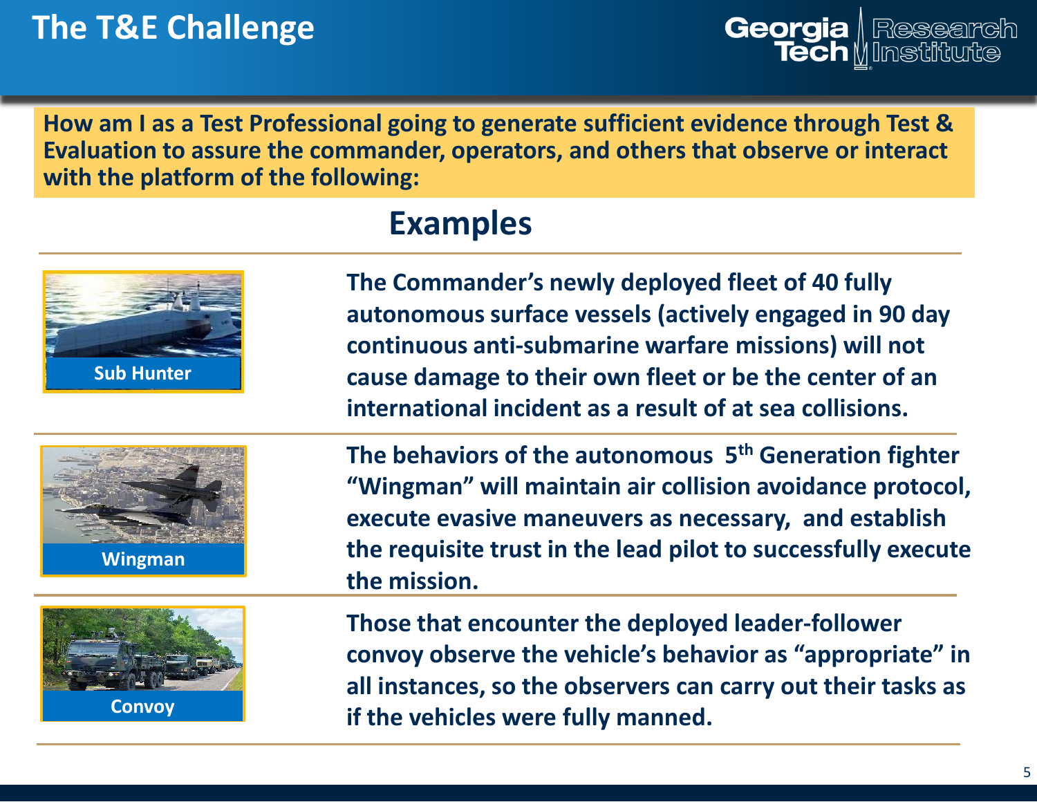# The T&E Challenge

**How am I as a Test Professional going to generate sufficient evidence through Test & Evaluation to assure the commander, operators, and others that observe or interact with the platform of the following:**

## Examples

**Sub Hunter**

**The Commander's newly deployed fleet of 40 fully autonomous surface vessels (actively engaged in 90 day continuous anti-submarine warfare missions) will not cause damage to their own fleet or be the center of an international incident as a result of at sea collisions.**

**Wingman**

**The behaviors of the autonomous 5th Generation fighter "Wingman" will maintain air collision avoidance protocol, execute evasive maneuvers as necessary, and establish the requisite trust in the lead pilot to successfully execute the mission.**

**Convoy**

**Those that encounter the deployed leader-follower convoy observe the vehicle's behavior as "appropriate" in all instances, so the observers can carry out their tasks as if the vehicles were fully manned.**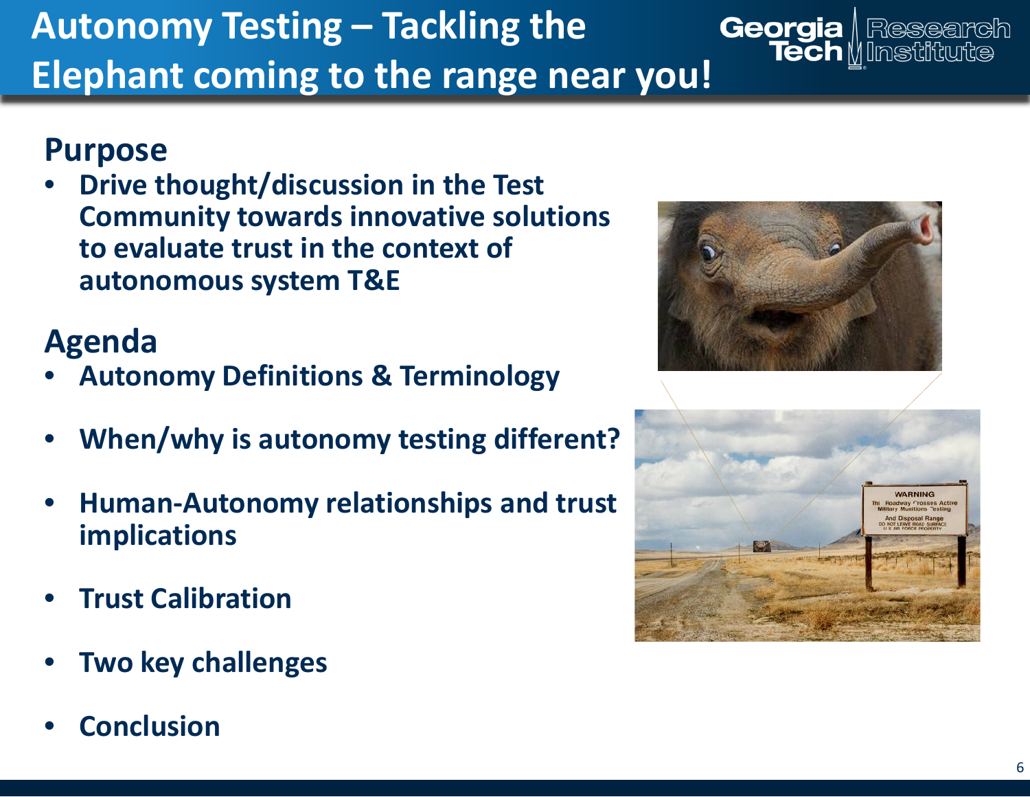# Autonomy Testing – Tackling the Elephant coming to the range near you!

## Purpose

- Drive thought/discussion in the Test Community towards innovative solutions to evaluate trust in the context of autonomous system T&E

## Agenda

- Autonomy Definitions & Terminology
- When/why is autonomy testing different?
- Human-Autonomy relationships and trust implications
- Trust Calibration
- Two key challenges
- Conclusion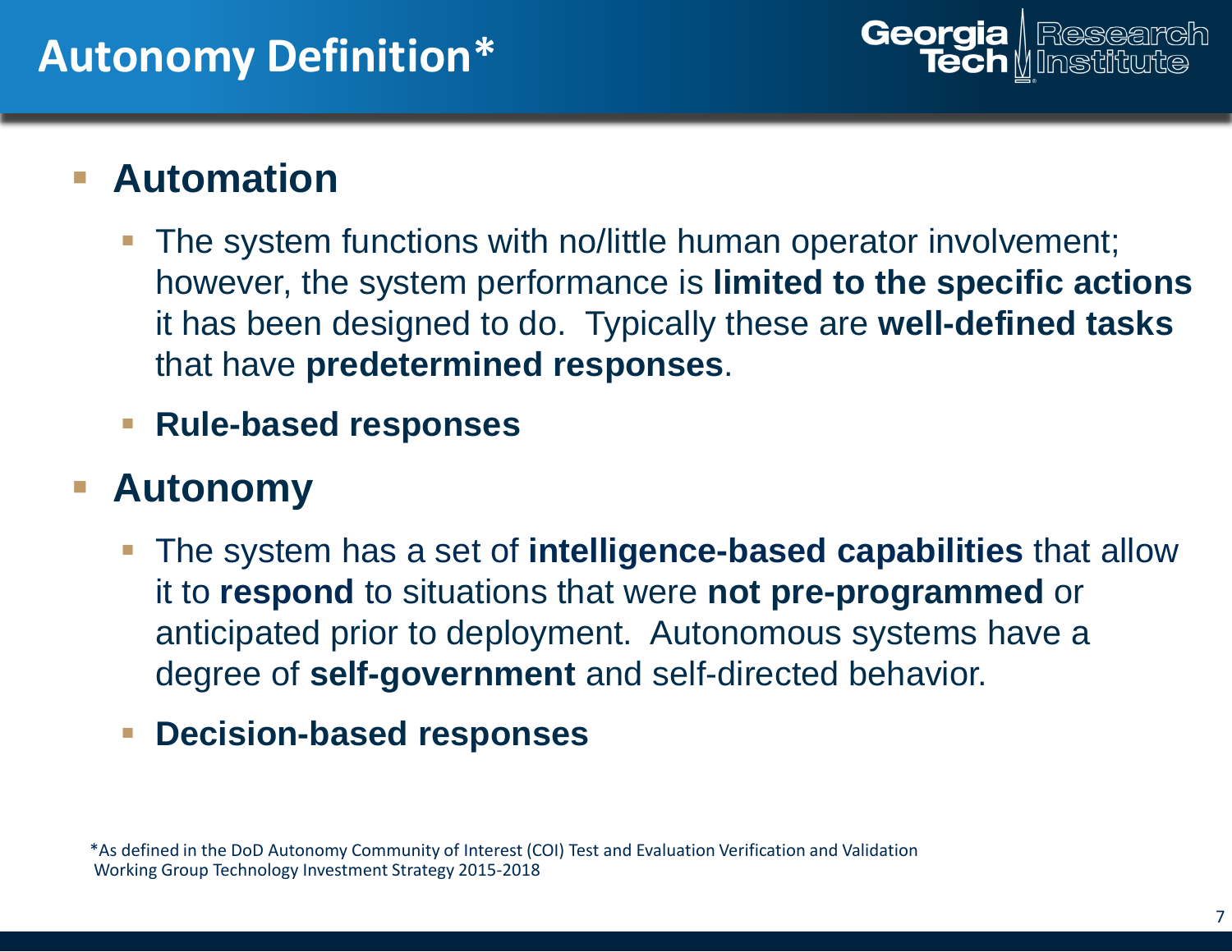# Autonomy Definition*

- **Automation**
  - The system functions with no/little human operator involvement; however, the system performance is **limited to the specific actions** it has been designed to do. Typically these are **well-defined tasks** that have **predetermined responses**.
  - **Rule-based responses**
- **Autonomy**
  - The system has a set of **intelligence-based capabilities** that allow it to **respond** to situations that were **not pre-programmed** or anticipated prior to deployment. Autonomous systems have a degree of **self-government** and self-directed behavior.
  - **Decision-based responses**

*As defined in the DoD Autonomy Community of Interest (COI) Test and Evaluation Verification and Validation Working Group Technology Investment Strategy 2015-2018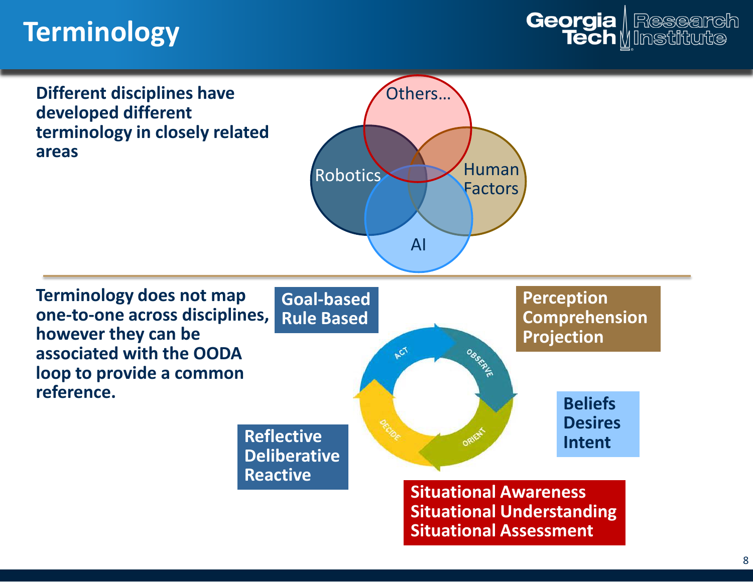# Terminology

**Different disciplines have developed different terminology in closely related areas**

Others…

Robotics

Human Factors

AI

**Terminology does not map one-to-one across disciplines, however they can be associated with the OODA loop to provide a common reference.**

**Goal-based**
**Rule Based**

**Perception**
**Comprehension**
**Projection**

ACT

OBSERVE

ORIENT

DECIDE

**Beliefs**
**Desires**
**Intent**

**Reflective**
**Deliberative**
**Reactive**

**Situational Awareness**
**Situational Understanding**
**Situational Assessment**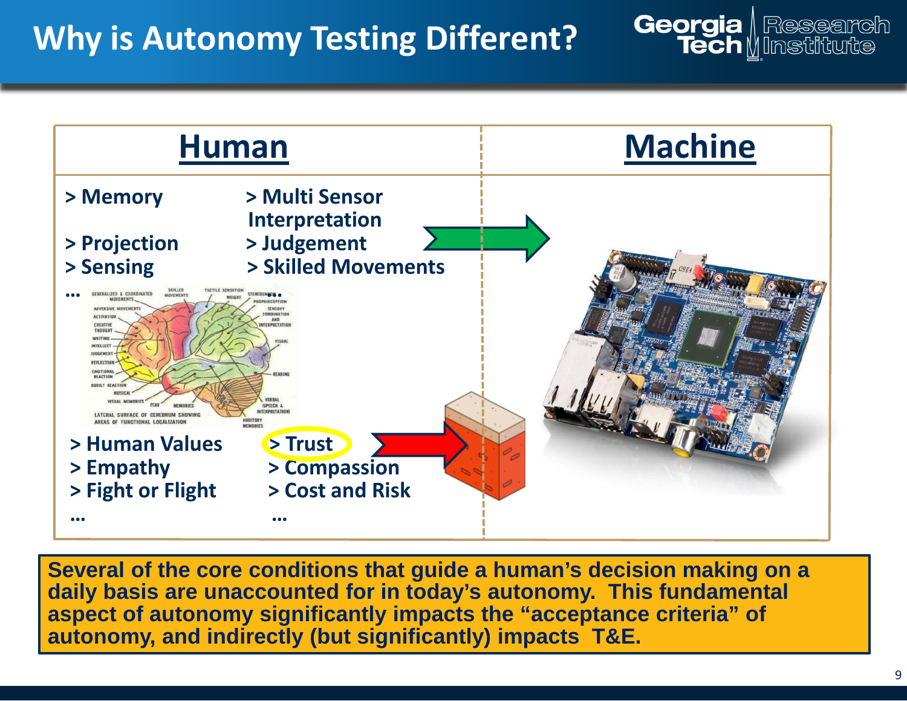# Why is Autonomy Testing Different?

| Human | Machine |
| --- | --- |

**Human**

- > Memory
- > Projection
- > Sensing
- …
- > Multi Sensor Interpretation
- > Judgement
- > Skilled Movements
- …

- > Human Values
- > Empathy
- > Fight or Flight
- …
- > Trust
- > Compassion
- > Cost and Risk
- …

**Machine**

**Several of the core conditions that guide a human's decision making on a daily basis are unaccounted for in today's autonomy. This fundamental aspect of autonomy significantly impacts the "acceptance criteria" of autonomy, and indirectly (but significantly) impacts T&E.**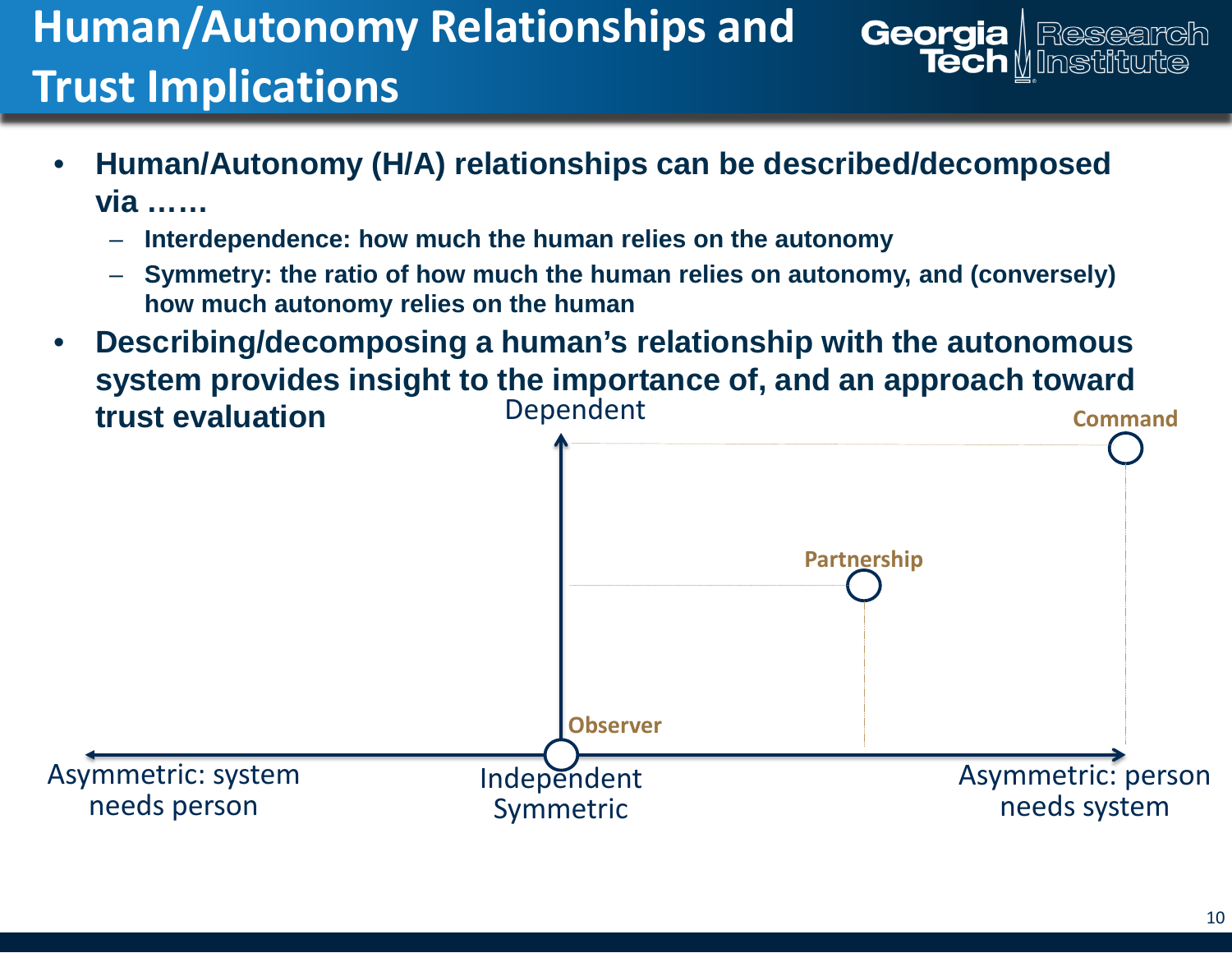# Human/Autonomy Relationships and Trust Implications

- **Human/Autonomy (H/A) relationships can be described/decomposed via ……**
  - **Interdependence: how much the human relies on the autonomy**
  - **Symmetry: the ratio of how much the human relies on autonomy, and (conversely) how much autonomy relies on the human**
- **Describing/decomposing a human's relationship with the autonomous system provides insight to the importance of, and an approach toward trust evaluation**

Dependent

Command

Partnership

Observer

Asymmetric: system needs person

Independent Symmetric

Asymmetric: person needs system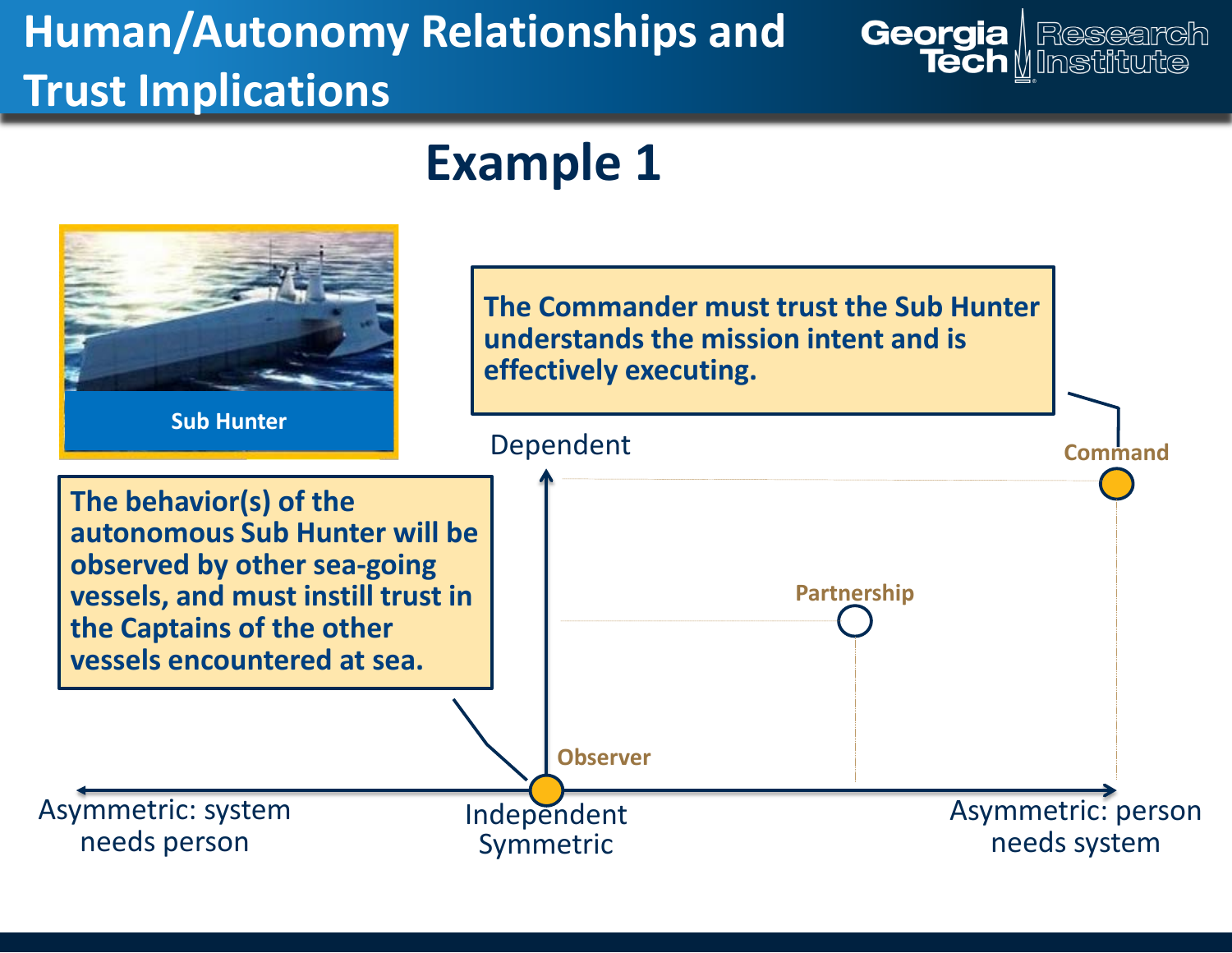# Human/Autonomy Relationships and Trust Implications

## Example 1

Sub Hunter

The Commander must trust the Sub Hunter understands the mission intent and is effectively executing.

The behavior(s) of the autonomous Sub Hunter will be observed by other sea-going vessels, and must instill trust in the Captains of the other vessels encountered at sea.

Dependent

Command

Partnership

Observer

Asymmetric: system needs person

Independent Symmetric

Asymmetric: person needs system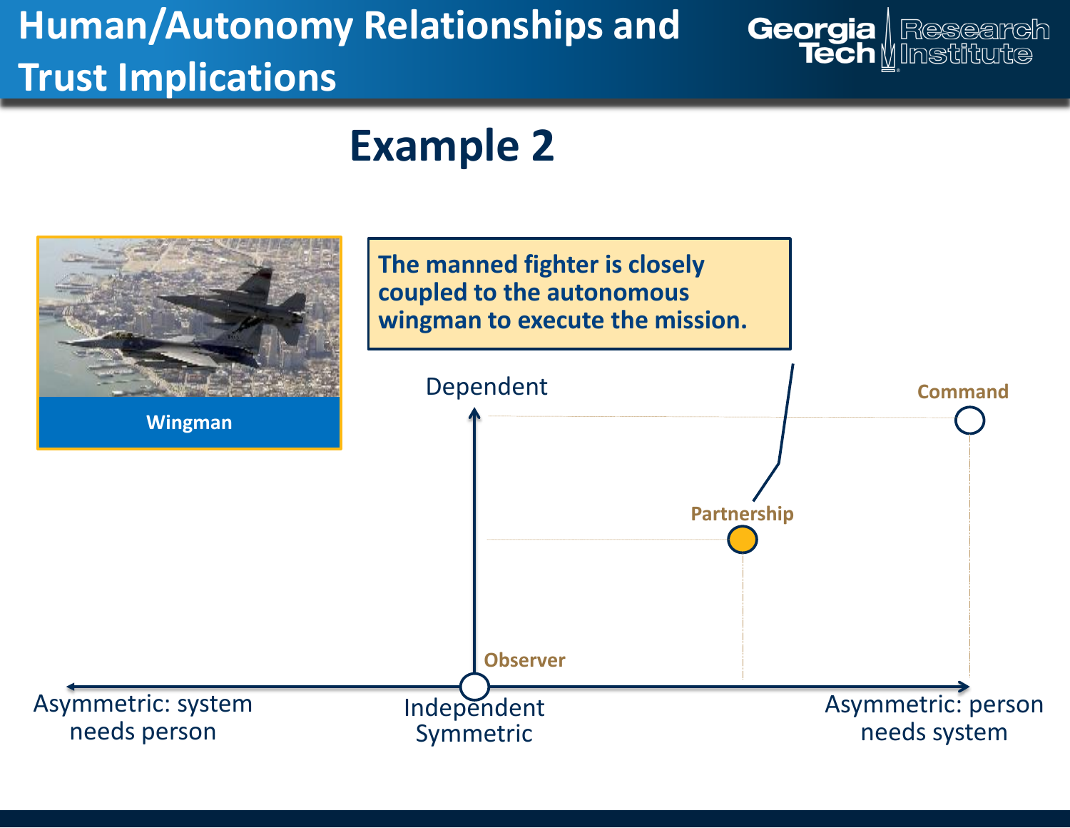# Human/Autonomy Relationships and Trust Implications

## Example 2

Wingman

The manned fighter is closely coupled to the autonomous wingman to execute the mission.

Dependent

Command

Partnership

Observer

Asymmetric: system needs person

Independent Symmetric

Asymmetric: person needs system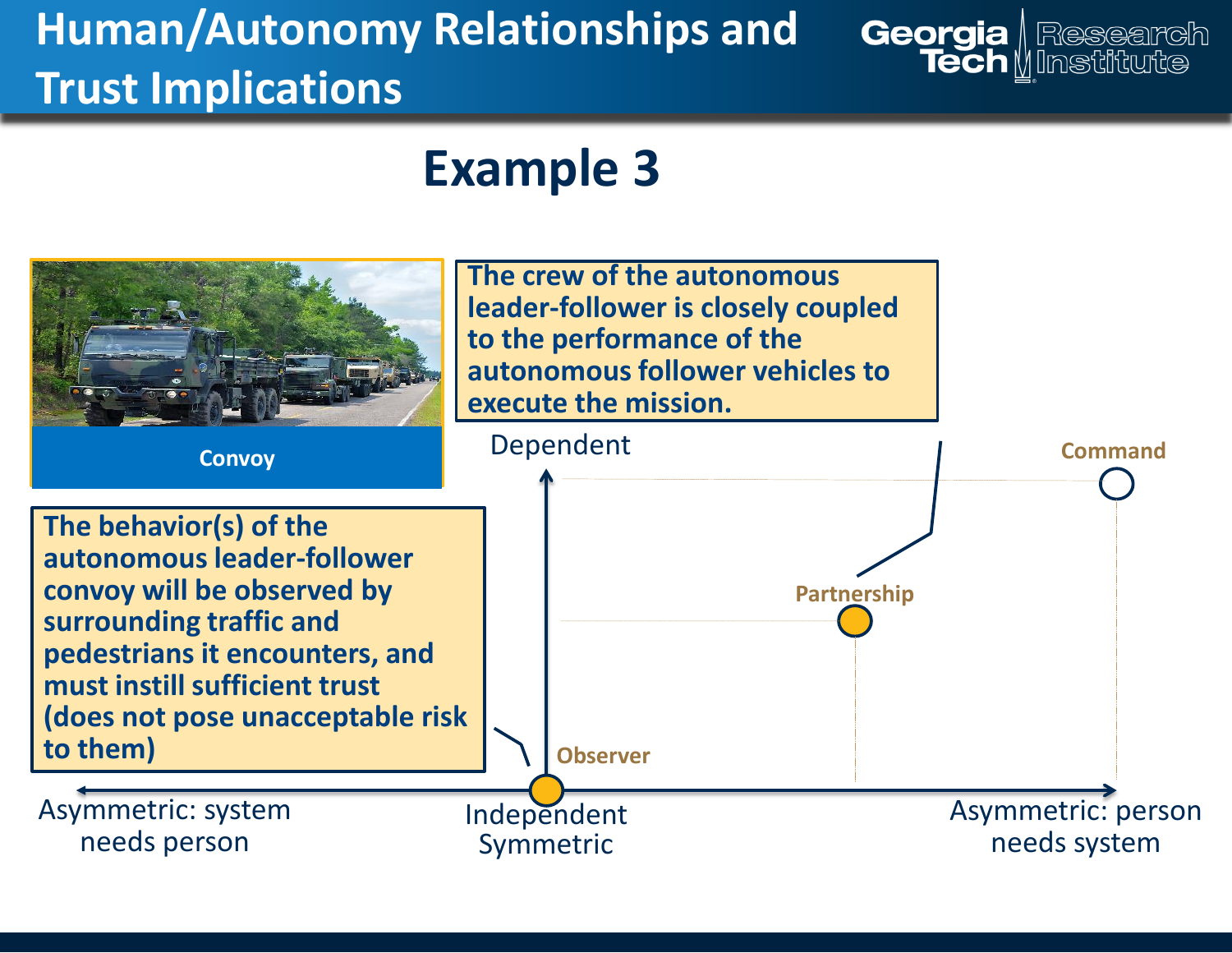# Human/Autonomy Relationships and Trust Implications

## Example 3

Convoy

The crew of the autonomous leader-follower is closely coupled to the performance of the autonomous follower vehicles to execute the mission.

The behavior(s) of the autonomous leader-follower convoy will be observed by surrounding traffic and pedestrians it encounters, and must instill sufficient trust (does not pose unacceptable risk to them)

Dependent

Command

Partnership

Observer

Asymmetric: system needs person

Independent Symmetric

Asymmetric: person needs system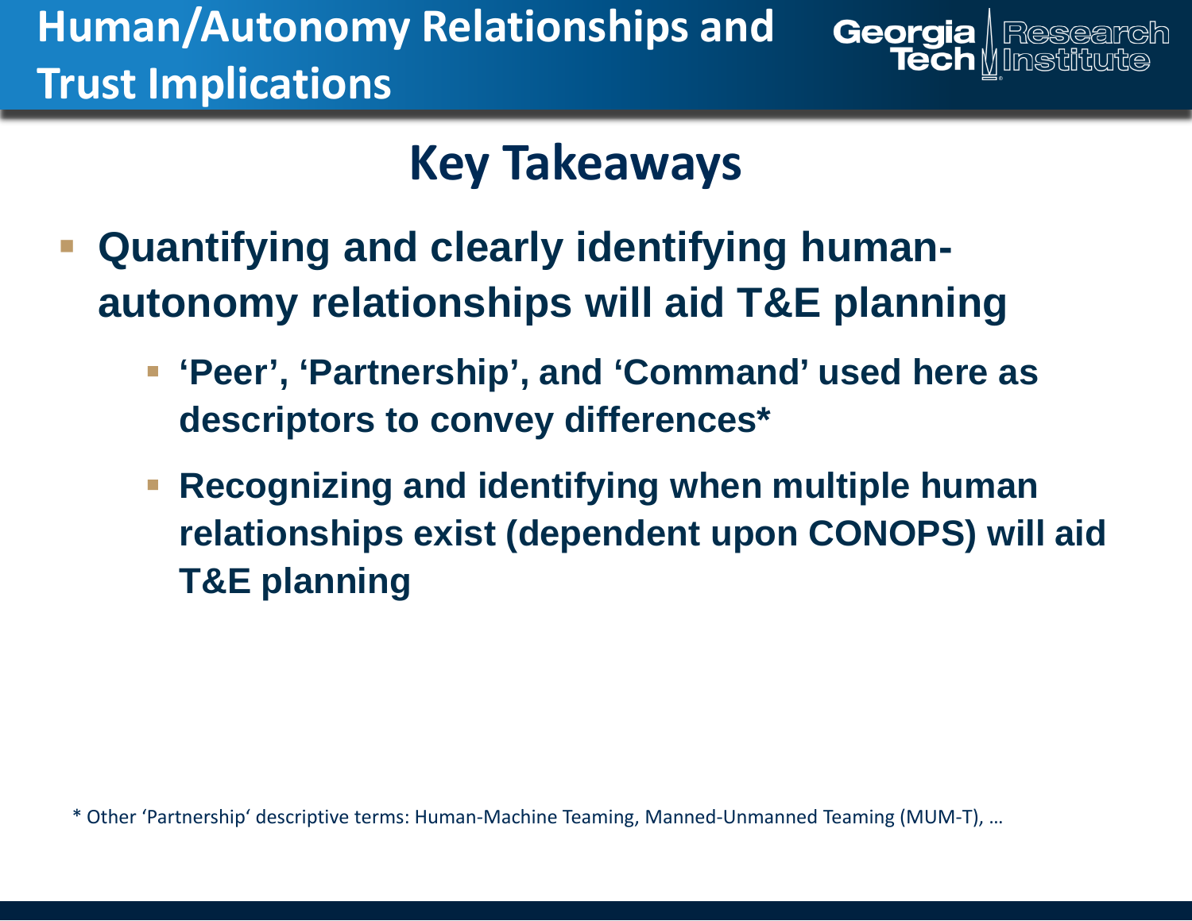# Human/Autonomy Relationships and Trust Implications

## Key Takeaways

- **Quantifying and clearly identifying human-autonomy relationships will aid T&E planning**
  - **'Peer', 'Partnership', and 'Command' used here as descriptors to convey differences***
  - **Recognizing and identifying when multiple human relationships exist (dependent upon CONOPS) will aid T&E planning**

* Other 'Partnership' descriptive terms: Human-Machine Teaming, Manned-Unmanned Teaming (MUM-T), …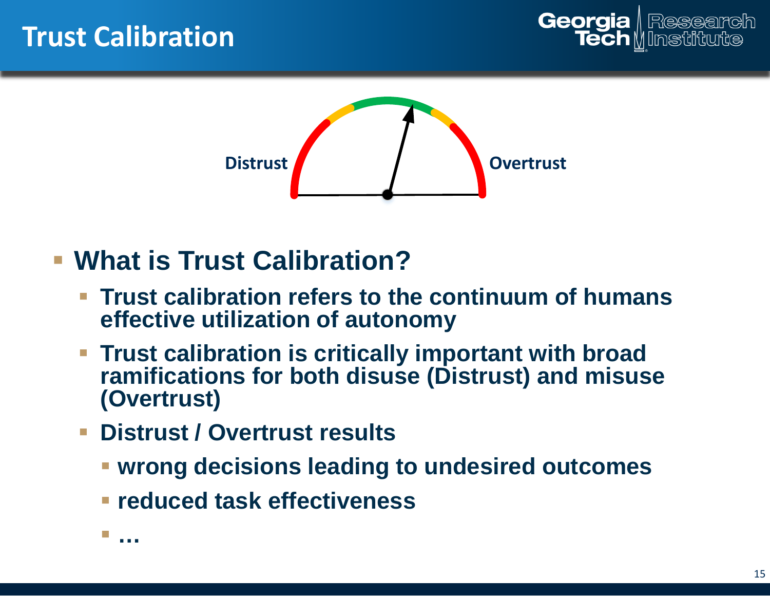# Trust Calibration

Distrust

Overtrust

- **What is Trust Calibration?**
  - **Trust calibration refers to the continuum of humans effective utilization of autonomy**
  - **Trust calibration is critically important with broad ramifications for both disuse (Distrust) and misuse (Overtrust)**
  - **Distrust / Overtrust results**
    - **wrong decisions leading to undesired outcomes**
    - **reduced task effectiveness**
    - **…**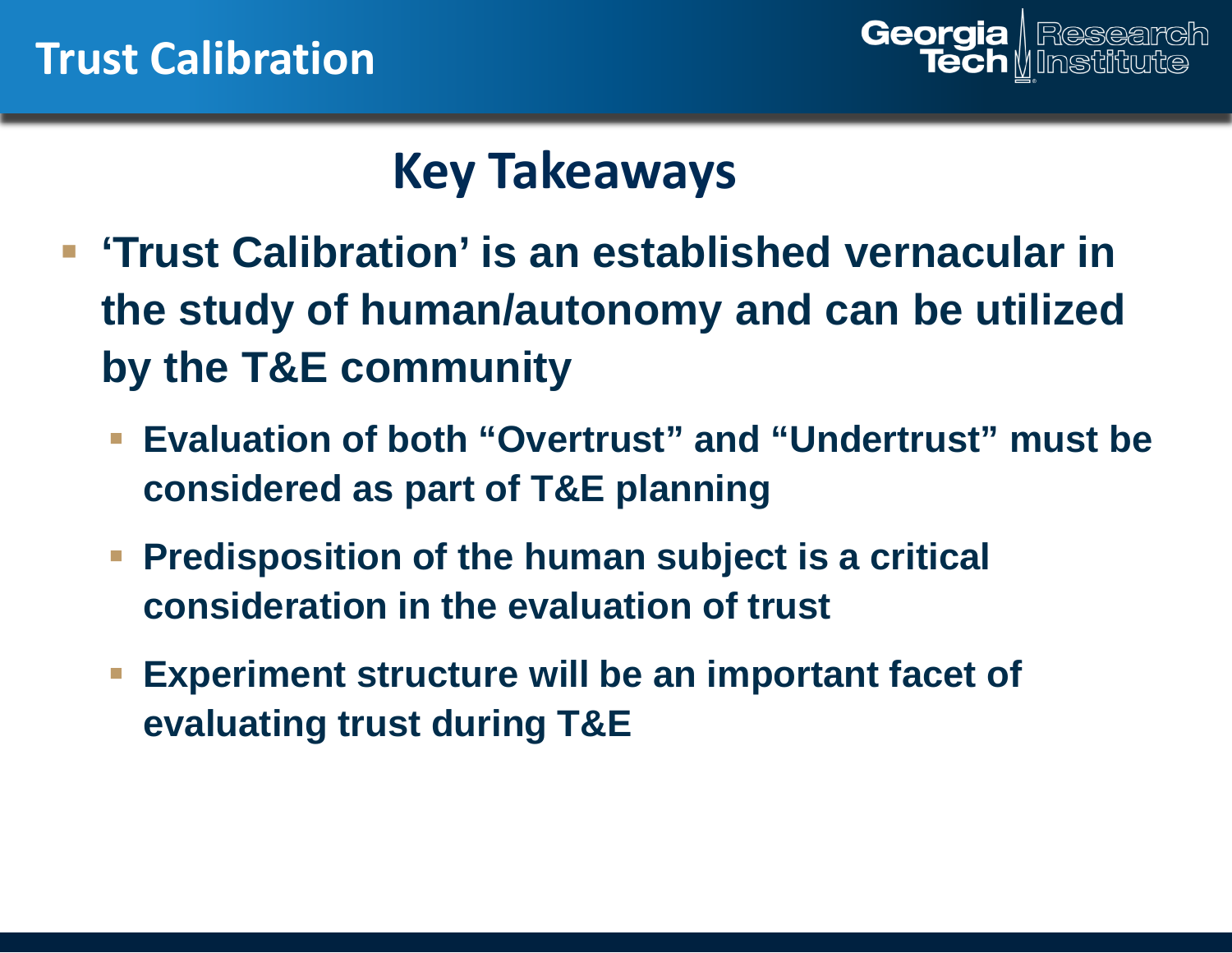# Trust Calibration

## Key Takeaways

- **'Trust Calibration' is an established vernacular in the study of human/autonomy and can be utilized by the T&E community**
  - **Evaluation of both "Overtrust" and "Undertrust" must be considered as part of T&E planning**
  - **Predisposition of the human subject is a critical consideration in the evaluation of trust**
  - **Experiment structure will be an important facet of evaluating trust during T&E**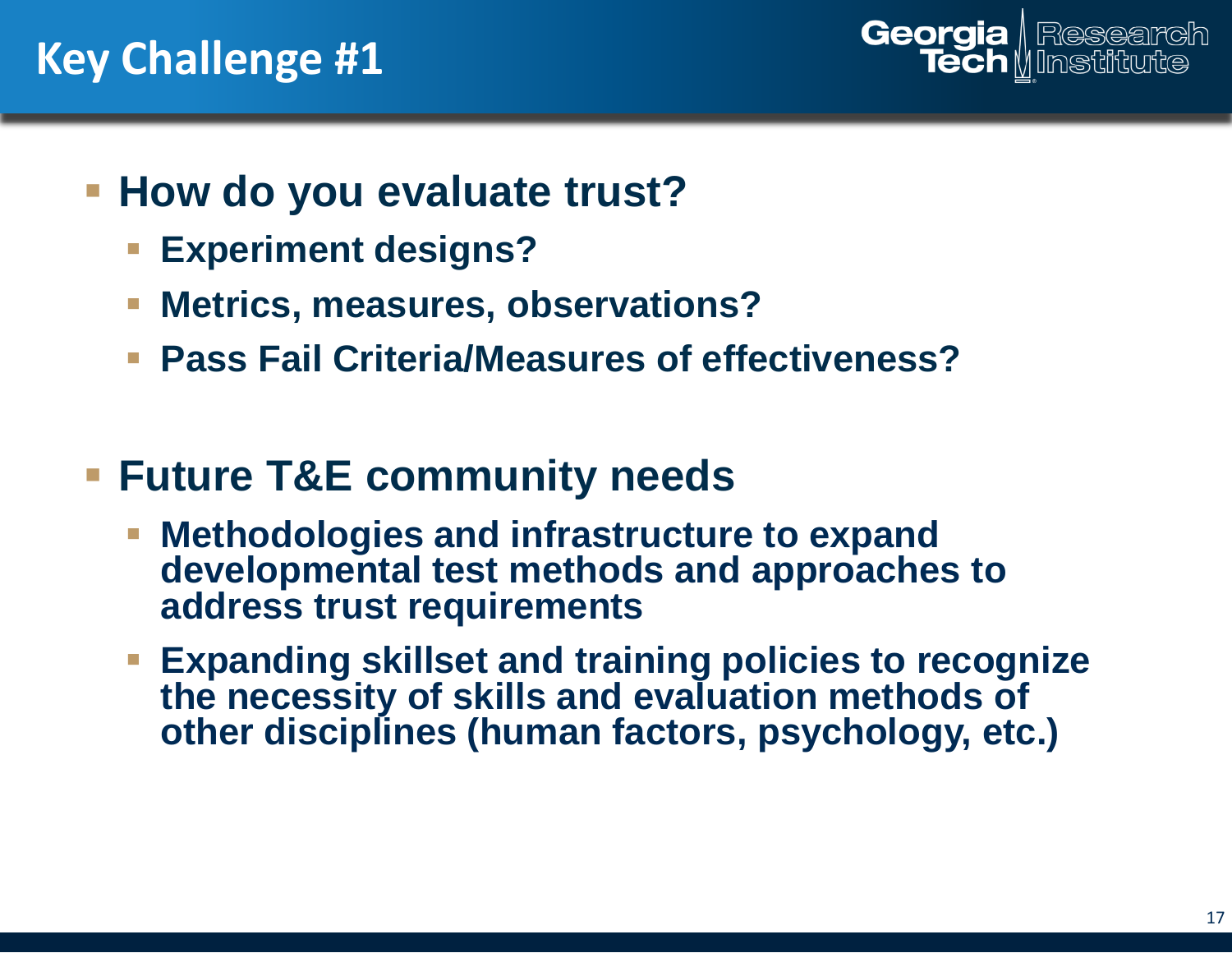# Key Challenge #1

- **How do you evaluate trust?**
  - **Experiment designs?**
  - **Metrics, measures, observations?**
  - **Pass Fail Criteria/Measures of effectiveness?**

- **Future T&E community needs**
  - **Methodologies and infrastructure to expand developmental test methods and approaches to address trust requirements**
  - **Expanding skillset and training policies to recognize the necessity of skills and evaluation methods of other disciplines (human factors, psychology, etc.)**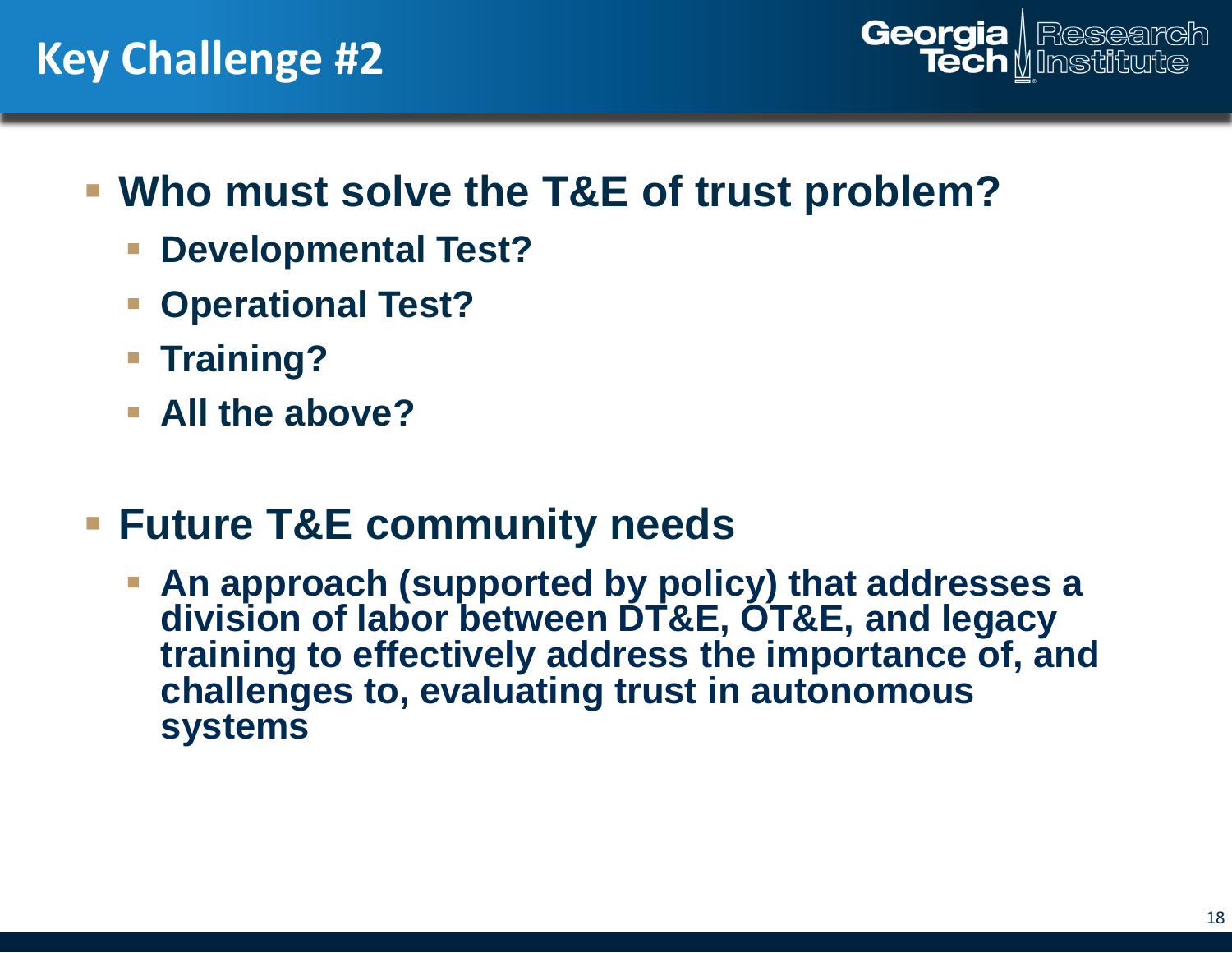# Key Challenge #2

- **Who must solve the T&E of trust problem?**
  - **Developmental Test?**
  - **Operational Test?**
  - **Training?**
  - **All the above?**

- **Future T&E community needs**
  - **An approach (supported by policy) that addresses a division of labor between DT&E, OT&E, and legacy training to effectively address the importance of, and challenges to, evaluating trust in autonomous systems**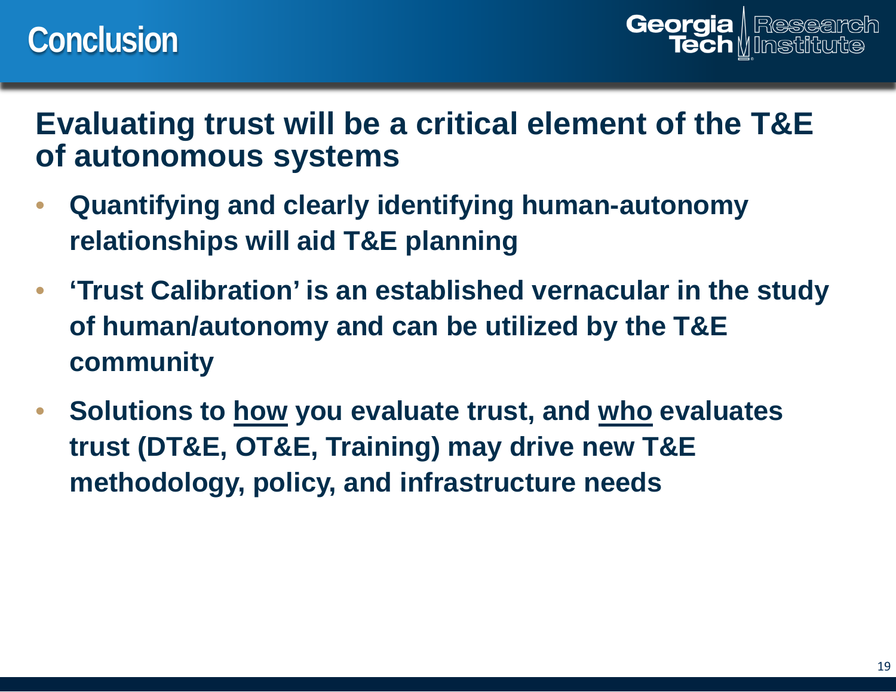# Conclusion

## Evaluating trust will be a critical element of the T&E of autonomous systems

- **Quantifying and clearly identifying human-autonomy relationships will aid T&E planning**
- **'Trust Calibration' is an established vernacular in the study of human/autonomy and can be utilized by the T&E community**
- **Solutions to <u>how</u> you evaluate trust, and <u>who</u> evaluates trust (DT&E, OT&E, Training) may drive new T&E methodology, policy, and infrastructure needs**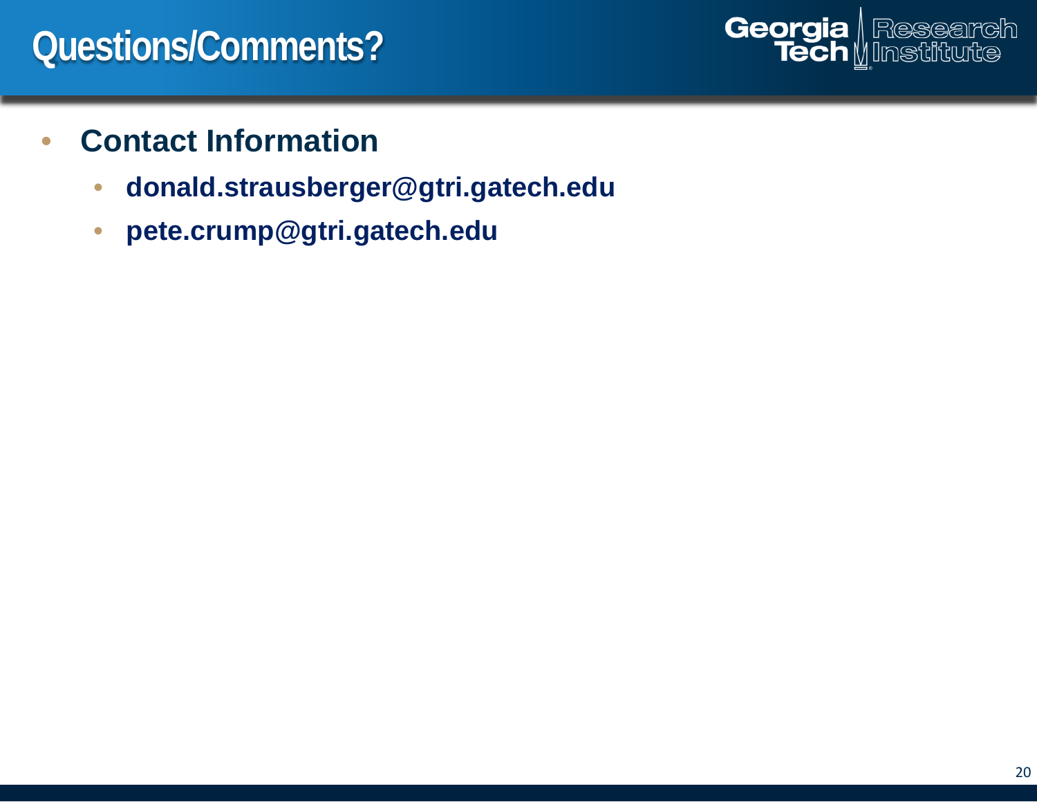# Questions/Comments?

- **Contact Information**
  - **donald.strausberger@gtri.gatech.edu**
  - **pete.crump@gtri.gatech.edu**